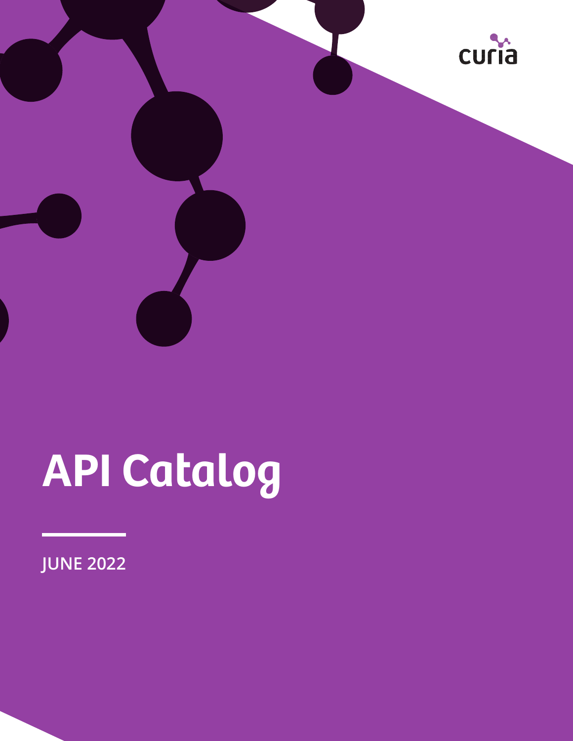curia

# API Catalog

JUNE 2022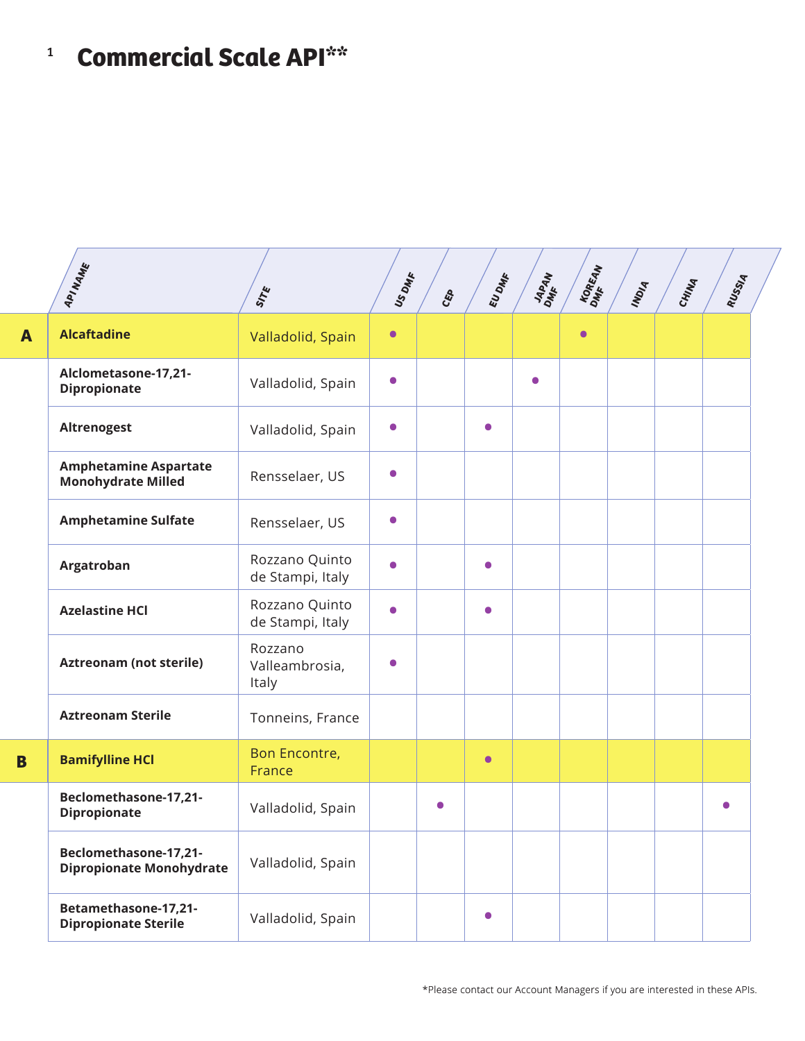# Commercial Scale API**

| | API NAME | SITE | US DMF | CEP | EU DMF | JAPAN DMF | KOREAN DMF | INDIA | CHINA | RUSSIA |
|---|---|---|---|---|---|---|---|---|---|---|
| **A** | **Alcaftadine** | Valladolid, Spain | • | | | | • | | | |
| | **Alclometasone-17,21-Dipropionate** | Valladolid, Spain | • | | | • | | | | |
| | **Altrenogest** | Valladolid, Spain | • | | • | | | | | |
| | **Amphetamine Aspartate Monohydrate Milled** | Rensselaer, US | • | | | | | | | |
| | **Amphetamine Sulfate** | Rensselaer, US | • | | | | | | | |
| | **Argatroban** | Rozzano Quinto de Stampi, Italy | • | | • | | | | | |
| | **Azelastine HCl** | Rozzano Quinto de Stampi, Italy | • | | • | | | | | |
| | **Aztreonam (not sterile)** | Rozzano Valleambrosia, Italy | • | | | | | | | |
| | **Aztreonam Sterile** | Tonneins, France | | | | | | | | |
| **B** | **Bamifylline HCl** | Bon Encontre, France | | | • | | | | | |
| | **Beclomethasone-17,21-Dipropionate** | Valladolid, Spain | | • | | | | | | • |
| | **Beclomethasone-17,21-Dipropionate Monohydrate** | Valladolid, Spain | | | | | | | | |
| | **Betamethasone-17,21-Dipropionate Sterile** | Valladolid, Spain | | | • | | | | | |

*Please contact our Account Managers if you are interested in these APIs.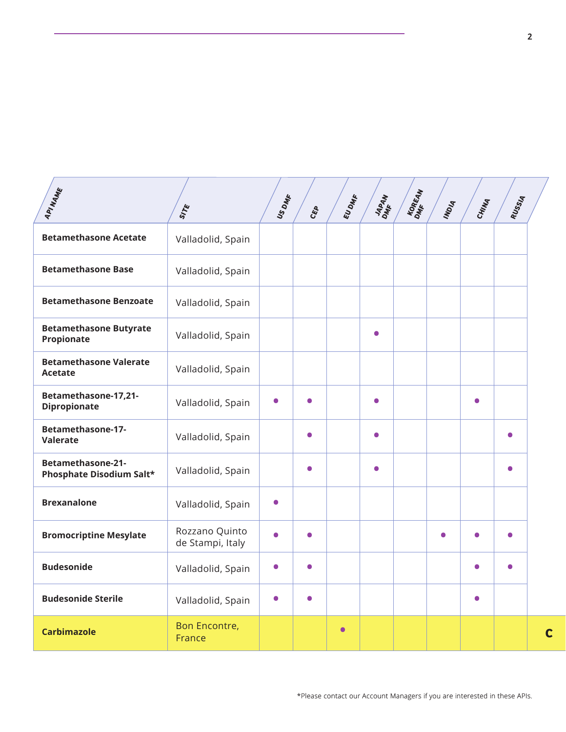| API NAME | SITE | US DMF | CEP | EU DMF | JAPAN DMF | KOREAN DMF | INDIA | CHINA | RUSSIA |
|---|---|---|---|---|---|---|---|---|---|
| **Betamethasone Acetate** | Valladolid, Spain | | | | | | | | |
| **Betamethasone Base** | Valladolid, Spain | | | | | | | | |
| **Betamethasone Benzoate** | Valladolid, Spain | | | | | | | | |
| **Betamethasone Butyrate Propionate** | Valladolid, Spain | | | | • | | | | |
| **Betamethasone Valerate Acetate** | Valladolid, Spain | | | | | | | | |
| **Betamethasone-17,21-Dipropionate** | Valladolid, Spain | • | • | | • | | | • | |
| **Betamethasone-17-Valerate** | Valladolid, Spain | | • | | • | | | | • |
| **Betamethasone-21-Phosphate Disodium Salt*** | Valladolid, Spain | | • | | • | | | | • |
| **Brexanalone** | Valladolid, Spain | • | | | | | | | |
| **Bromocriptine Mesylate** | Rozzano Quinto de Stampi, Italy | • | • | | | | • | • | • |
| **Budesonide** | Valladolid, Spain | • | • | | | | | • | • |
| **Budesonide Sterile** | Valladolid, Spain | • | • | | | | | • | |
| **Carbimazole** | Bon Encontre, France | | | • | | | | | |

C

*Please contact our Account Managers if you are interested in these APIs.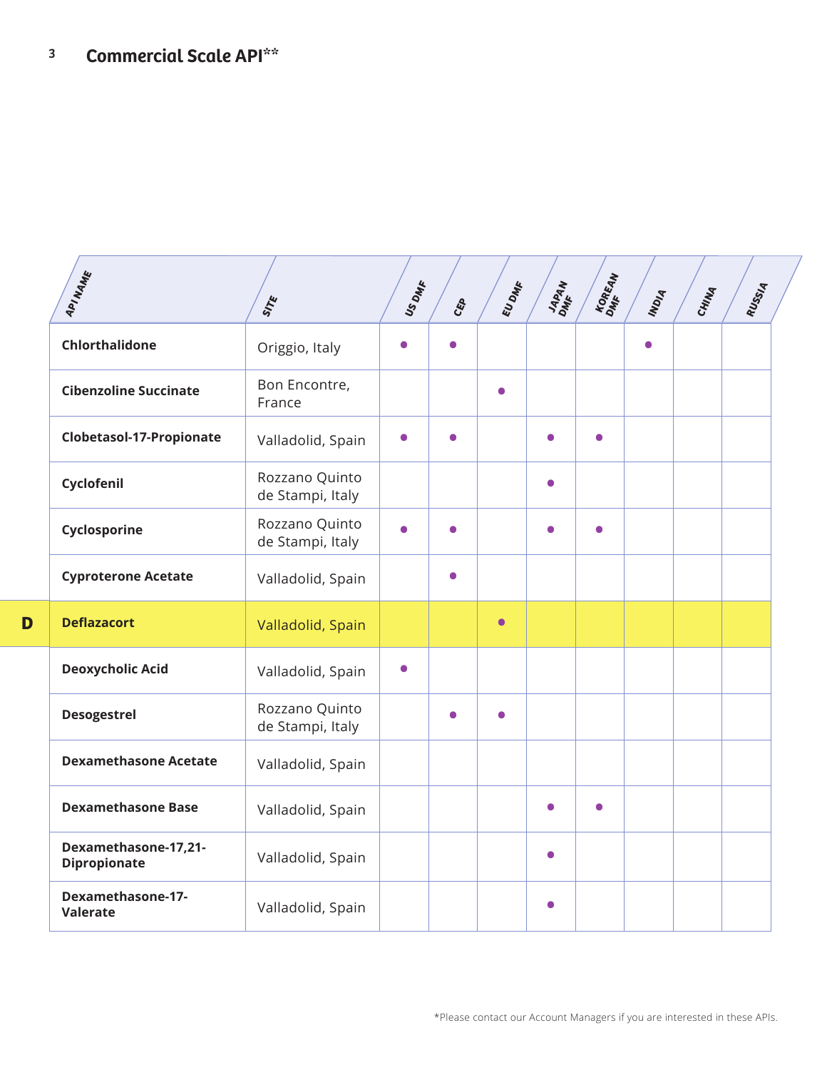# Commercial Scale API**

| API NAME | SITE | US DMF | CEP | EU DMF | JAPAN DMF | KOREAN DMF | INDIA | CHINA | RUSSIA |
|---|---|---|---|---|---|---|---|---|---|
| **Chlorthalidone** | Origgio, Italy | ● | ● | | | | ● | | |
| **Cibenzoline Succinate** | Bon Encontre, France | | | ● | | | | | |
| **Clobetasol-17-Propionate** | Valladolid, Spain | ● | ● | | ● | ● | | | |
| **Cyclofenil** | Rozzano Quinto de Stampi, Italy | | | | ● | | | | |
| **Cyclosporine** | Rozzano Quinto de Stampi, Italy | ● | ● | | ● | ● | | | |
| **Cyproterone Acetate** | Valladolid, Spain | | ● | | | | | | |
| **Deflazacort** | Valladolid, Spain | | | ● | | | | | |
| **Deoxycholic Acid** | Valladolid, Spain | ● | | | | | | | |
| **Desogestrel** | Rozzano Quinto de Stampi, Italy | | ● | ● | | | | | |
| **Dexamethasone Acetate** | Valladolid, Spain | | | | | | | | |
| **Dexamethasone Base** | Valladolid, Spain | | | | ● | ● | | | |
| **Dexamethasone-17,21-Dipropionate** | Valladolid, Spain | | | | ● | | | | |
| **Dexamethasone-17-Valerate** | Valladolid, Spain | | | | ● | | | | |

*Please contact our Account Managers if you are interested in these APIs.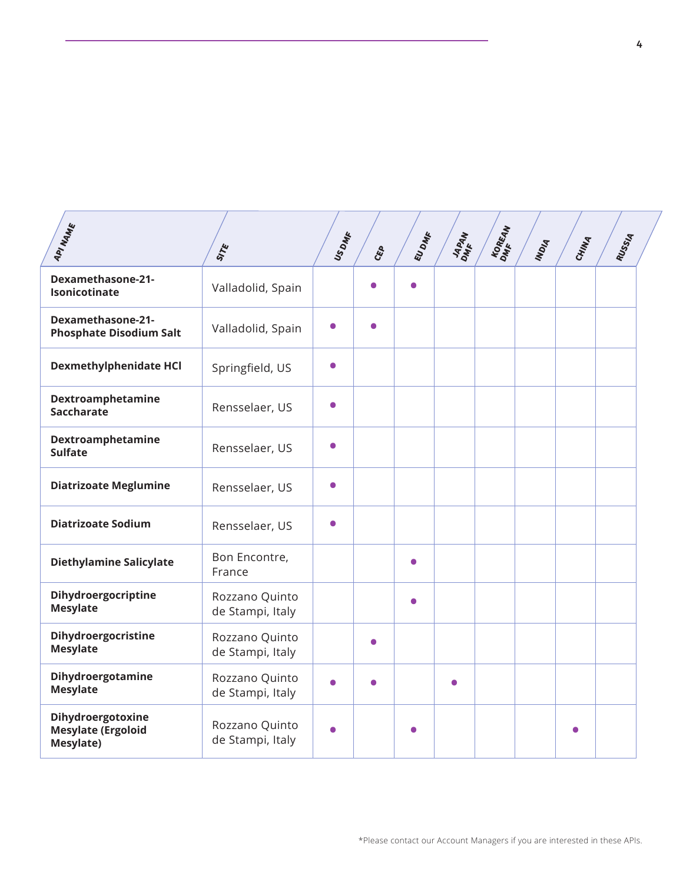| API NAME | SITE | US DMF | CEP | EU DMF | JAPAN DMF | KOREAN DMF | INDIA | CHINA | RUSSIA |
|---|---|---|---|---|---|---|---|---|---|
| **Dexamethasone-21-Isonicotinate** | Valladolid, Spain | | ● | ● | | | | | |
| **Dexamethasone-21-Phosphate Disodium Salt** | Valladolid, Spain | ● | ● | | | | | | |
| **Dexmethylphenidate HCl** | Springfield, US | ● | | | | | | | |
| **Dextroamphetamine Saccharate** | Rensselaer, US | ● | | | | | | | |
| **Dextroamphetamine Sulfate** | Rensselaer, US | ● | | | | | | | |
| **Diatrizoate Meglumine** | Rensselaer, US | ● | | | | | | | |
| **Diatrizoate Sodium** | Rensselaer, US | ● | | | | | | | |
| **Diethylamine Salicylate** | Bon Encontre, France | | | ● | | | | | |
| **Dihydroergocriptine Mesylate** | Rozzano Quinto de Stampi, Italy | | | ● | | | | | |
| **Dihydroergocristine Mesylate** | Rozzano Quinto de Stampi, Italy | | ● | | | | | | |
| **Dihydroergotamine Mesylate** | Rozzano Quinto de Stampi, Italy | ● | ● | | ● | | | | |
| **Dihydroergotoxine Mesylate (Ergoloid Mesylate)** | Rozzano Quinto de Stampi, Italy | ● | | ● | | | | ● | |

*Please contact our Account Managers if you are interested in these APIs.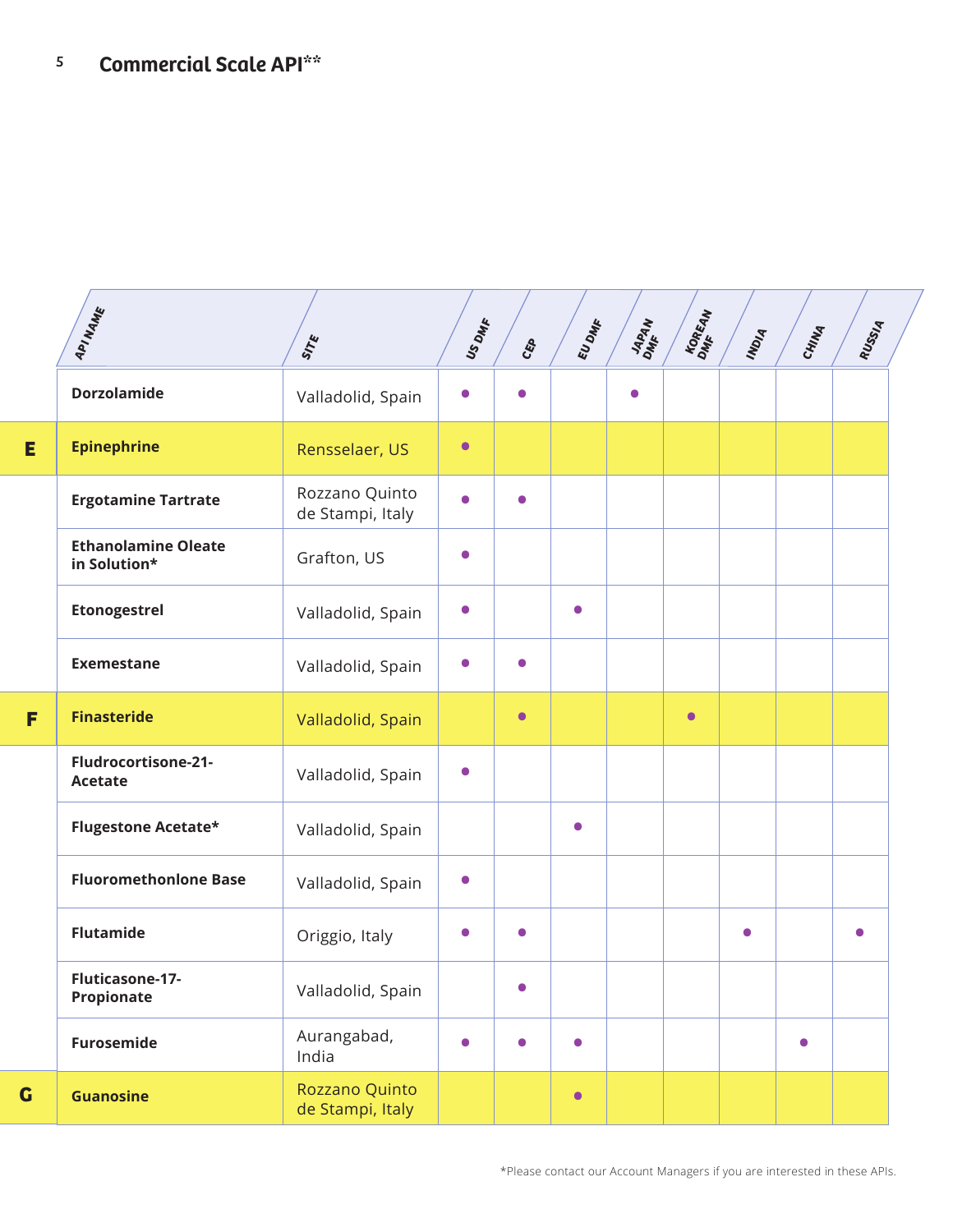## Commercial Scale API**

| | API NAME | SITE | US DMF | CEP | EU DMF | JAPAN DMF | KOREAN DMF | INDIA | CHINA | RUSSIA |
|---|---|---|---|---|---|---|---|---|---|---|
| | **Dorzolamide** | Valladolid, Spain | ● | ● | | ● | | | | |
| **E** | **Epinephrine** | Rensselaer, US | ● | | | | | | | |
| | **Ergotamine Tartrate** | Rozzano Quinto de Stampi, Italy | ● | ● | | | | | | |
| | **Ethanolamine Oleate in Solution*** | Grafton, US | ● | | | | | | | |
| | **Etonogestrel** | Valladolid, Spain | ● | | ● | | | | | |
| | **Exemestane** | Valladolid, Spain | ● | ● | | | | | | |
| **F** | **Finasteride** | Valladolid, Spain | | ● | | | ● | | | |
| | **Fludrocortisone-21-Acetate** | Valladolid, Spain | ● | | | | | | | |
| | **Flugestone Acetate*** | Valladolid, Spain | | | ● | | | | | |
| | **Fluoromethonlone Base** | Valladolid, Spain | ● | | | | | | | |
| | **Flutamide** | Origgio, Italy | ● | ● | | | | ● | | ● |
| | **Fluticasone-17-Propionate** | Valladolid, Spain | | ● | | | | | | |
| | **Furosemide** | Aurangabad, India | ● | ● | ● | | | | ● | |
| **G** | **Guanosine** | Rozzano Quinto de Stampi, Italy | | | ● | | | | | |

*Please contact our Account Managers if you are interested in these APIs.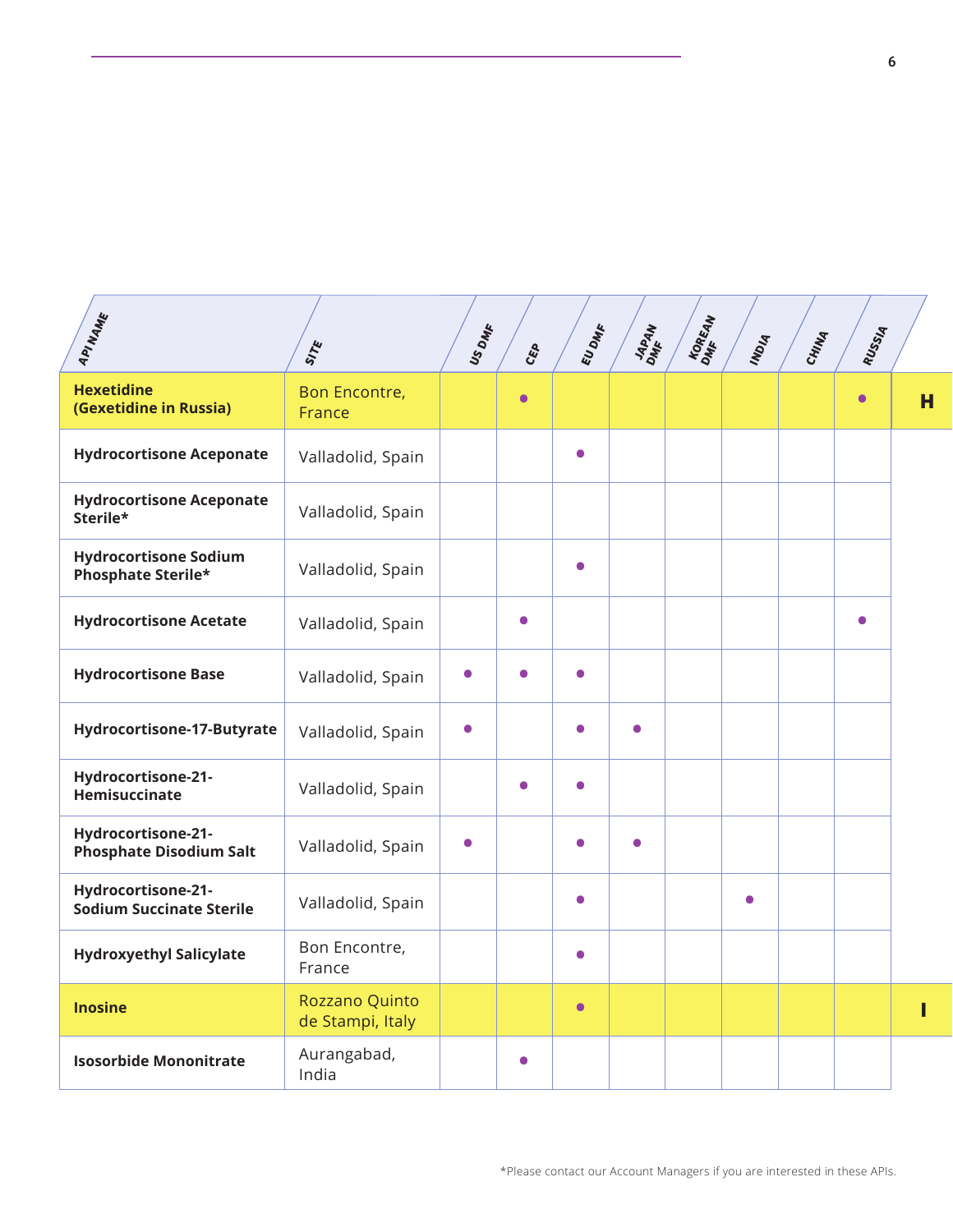| API NAME | SITE | US DMF | CEP | EU DMF | JAPAN DMF | KOREAN DMF | INDIA | CHINA | RUSSIA | |
|---|---|---|---|---|---|---|---|---|---|---|
| **Hexetidine (Gexetidine in Russia)** | Bon Encontre, France | | • | | | | | | • | **H** |
| **Hydrocortisone Aceponate** | Valladolid, Spain | | | • | | | | | | |
| **Hydrocortisone Aceponate Sterile*** | Valladolid, Spain | | | | | | | | | |
| **Hydrocortisone Sodium Phosphate Sterile*** | Valladolid, Spain | | | • | | | | | | |
| **Hydrocortisone Acetate** | Valladolid, Spain | | • | | | | | | • | |
| **Hydrocortisone Base** | Valladolid, Spain | • | • | • | | | | | | |
| **Hydrocortisone-17-Butyrate** | Valladolid, Spain | • | | • | • | | | | | |
| **Hydrocortisone-21-Hemisuccinate** | Valladolid, Spain | | • | • | | | | | | |
| **Hydrocortisone-21-Phosphate Disodium Salt** | Valladolid, Spain | • | | • | • | | | | | |
| **Hydrocortisone-21-Sodium Succinate Sterile** | Valladolid, Spain | | | • | | | • | | | |
| **Hydroxyethyl Salicylate** | Bon Encontre, France | | | • | | | | | | |
| **Inosine** | Rozzano Quinto de Stampi, Italy | | | • | | | | | | **I** |
| **Isosorbide Mononitrate** | Aurangabad, India | | • | | | | | | | |

*Please contact our Account Managers if you are interested in these APIs.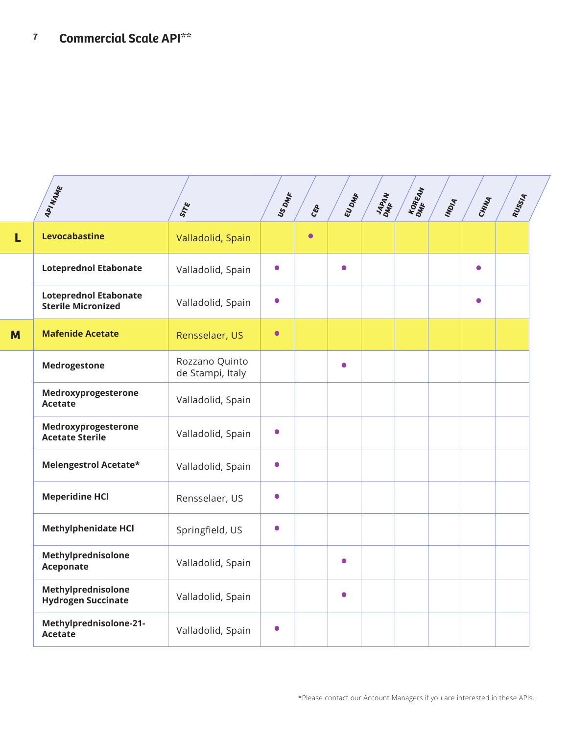# Commercial Scale API**

| | API NAME | SITE | US DMF | CEP | EU DMF | JAPAN DMF | KOREAN DMF | INDIA | CHINA | RUSSIA |
|---|---|---|---|---|---|---|---|---|---|---|
| **L** | **Levocabastine** | Valladolid, Spain | | ● | | | | | | |
| | **Loteprednol Etabonate** | Valladolid, Spain | ● | | ● | | | | ● | |
| | **Loteprednol Etabonate Sterile Micronized** | Valladolid, Spain | ● | | | | | | ● | |
| **M** | **Mafenide Acetate** | Rensselaer, US | ● | | | | | | | |
| | **Medrogestone** | Rozzano Quinto de Stampi, Italy | | | ● | | | | | |
| | **Medroxyprogesterone Acetate** | Valladolid, Spain | | | | | | | | |
| | **Medroxyprogesterone Acetate Sterile** | Valladolid, Spain | ● | | | | | | | |
| | **Melengestrol Acetate*** | Valladolid, Spain | ● | | | | | | | |
| | **Meperidine HCl** | Rensselaer, US | ● | | | | | | | |
| | **Methylphenidate HCl** | Springfield, US | ● | | | | | | | |
| | **Methylprednisolone Aceponate** | Valladolid, Spain | | | ● | | | | | |
| | **Methylprednisolone Hydrogen Succinate** | Valladolid, Spain | | | ● | | | | | |
| | **Methylprednisolone-21-Acetate** | Valladolid, Spain | ● | | | | | | | |

*Please contact our Account Managers if you are interested in these APIs.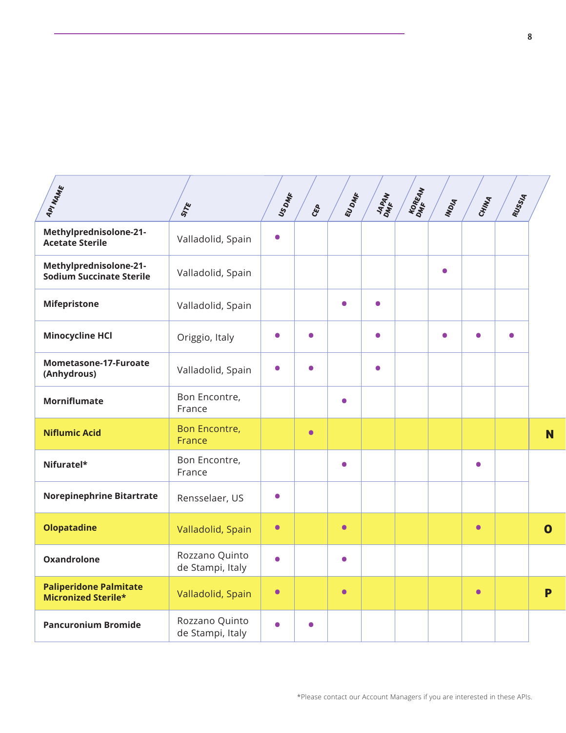| API NAME | SITE | US DMF | CEP | EU DMF | JAPAN DMF | KOREAN DMF | INDIA | CHINA | RUSSIA | |
|---|---|---|---|---|---|---|---|---|---|---|
| **Methylprednisolone-21-Acetate Sterile** | Valladolid, Spain | ● | | | | | | | | |
| **Methylprednisolone-21-Sodium Succinate Sterile** | Valladolid, Spain | | | | | | ● | | | |
| **Mifepristone** | Valladolid, Spain | | | ● | ● | | | | | |
| **Minocycline HCl** | Origgio, Italy | ● | ● | | ● | | ● | ● | ● | |
| **Mometasone-17-Furoate (Anhydrous)** | Valladolid, Spain | ● | ● | | ● | | | | | |
| **Morniflumate** | Bon Encontre, France | | | ● | | | | | | |
| **Niflumic Acid** | Bon Encontre, France | | ● | | | | | | | **N** |
| **Nifuratel*** | Bon Encontre, France | | | ● | | | | ● | | |
| **Norepinephrine Bitartrate** | Rensselaer, US | ● | | | | | | | | |
| **Olopatadine** | Valladolid, Spain | ● | | ● | | | | ● | | **O** |
| **Oxandrolone** | Rozzano Quinto de Stampi, Italy | ● | | ● | | | | | | |
| **Paliperidone Palmitate Micronized Sterile*** | Valladolid, Spain | ● | | ● | | | | ● | | **P** |
| **Pancuronium Bromide** | Rozzano Quinto de Stampi, Italy | ● | ● | | | | | | | |

*Please contact our Account Managers if you are interested in these APIs.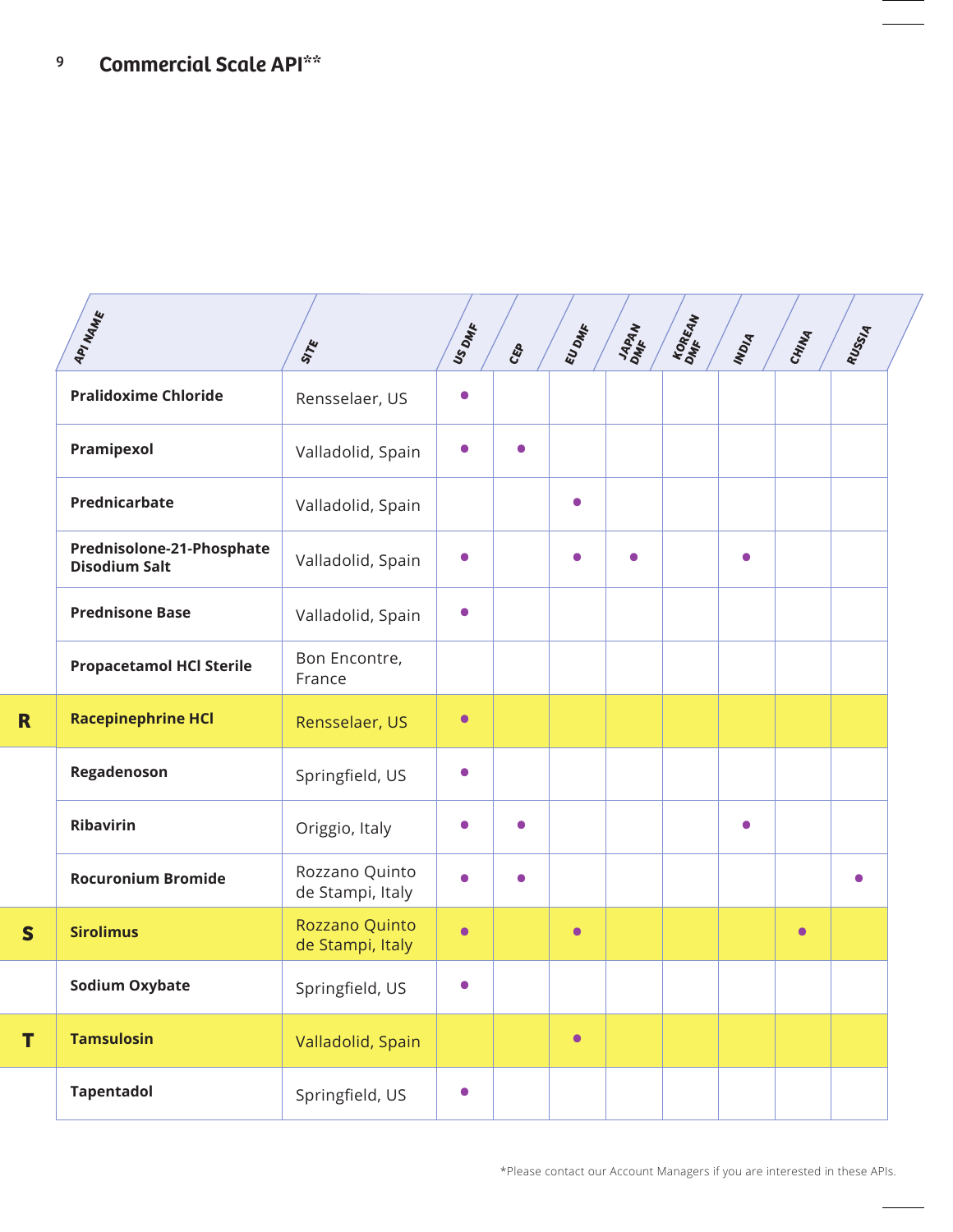## Commercial Scale API**

| | API NAME | SITE | US DMF | CEP | EU DMF | JAPAN DMF | KOREAN DMF | INDIA | CHINA | RUSSIA |
|---|---|---|---|---|---|---|---|---|---|---|
| | **Pralidoxime Chloride** | Rensselaer, US | ● | | | | | | | |
| | **Pramipexol** | Valladolid, Spain | ● | ● | | | | | | |
| | **Prednicarbate** | Valladolid, Spain | | | ● | | | | | |
| | **Prednisolone-21-Phosphate Disodium Salt** | Valladolid, Spain | ● | | ● | ● | | ● | | |
| | **Prednisone Base** | Valladolid, Spain | ● | | | | | | | |
| | **Propacetamol HCl Sterile** | Bon Encontre, France | | | | | | | | |
| **R** | **Racepinephrine HCl** | Rensselaer, US | ● | | | | | | | |
| | **Regadenoson** | Springfield, US | ● | | | | | | | |
| | **Ribavirin** | Origgio, Italy | ● | ● | | | | ● | | |
| | **Rocuronium Bromide** | Rozzano Quinto de Stampi, Italy | ● | ● | | | | | | ● |
| **S** | **Sirolimus** | Rozzano Quinto de Stampi, Italy | ● | | ● | | | | ● | |
| | **Sodium Oxybate** | Springfield, US | ● | | | | | | | |
| **T** | **Tamsulosin** | Valladolid, Spain | | | ● | | | | | |
| | **Tapentadol** | Springfield, US | ● | | | | | | | |

*Please contact our Account Managers if you are interested in these APIs.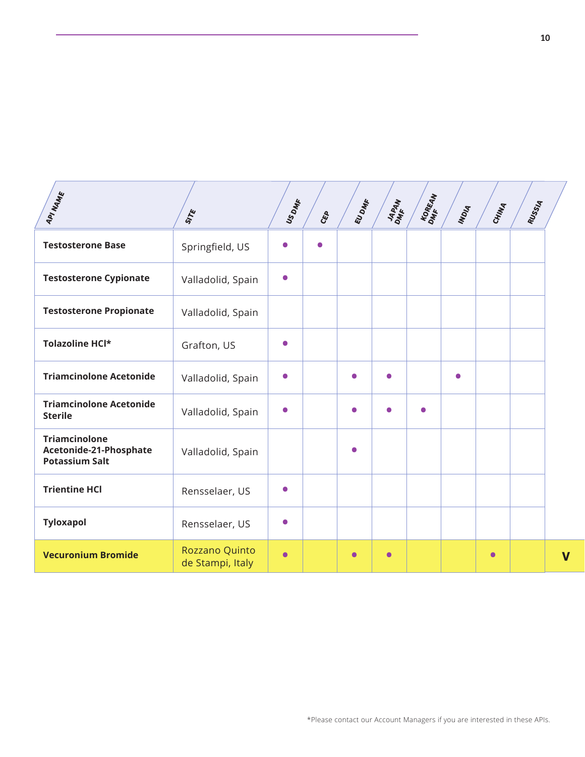| API NAME | SITE | US DMF | CEP | EU DMF | JAPAN DMF | KOREAN DMF | INDIA | CHINA | RUSSIA |
|---|---|---|---|---|---|---|---|---|---|
| **Testosterone Base** | Springfield, US | • | • | | | | | | |
| **Testosterone Cypionate** | Valladolid, Spain | • | | | | | | | |
| **Testosterone Propionate** | Valladolid, Spain | | | | | | | | |
| **Tolazoline HCl*** | Grafton, US | • | | | | | | | |
| **Triamcinolone Acetonide** | Valladolid, Spain | • | | • | • | | • | | |
| **Triamcinolone Acetonide Sterile** | Valladolid, Spain | • | | • | • | • | | | |
| **Triamcinolone Acetonide-21-Phosphate Potassium Salt** | Valladolid, Spain | | | • | | | | | |
| **Trientine HCl** | Rensselaer, US | • | | | | | | | |
| **Tyloxapol** | Rensselaer, US | • | | | | | | | |
| **Vecuronium Bromide** | Rozzano Quinto de Stampi, Italy | • | | • | • | | | • | |

*Please contact our Account Managers if you are interested in these APIs.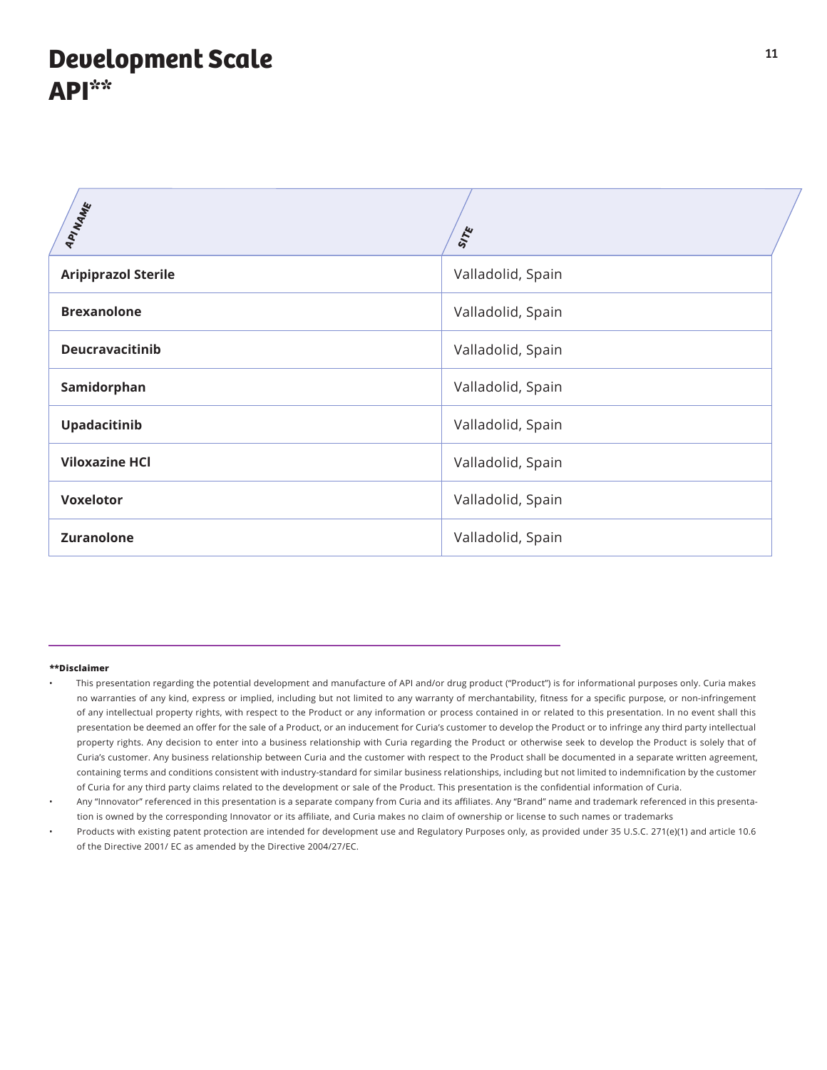# Development Scale API**

| API NAME | SITE |
|---|---|
| **Aripiprazol Sterile** | Valladolid, Spain |
| **Brexanolone** | Valladolid, Spain |
| **Deucravacitinib** | Valladolid, Spain |
| **Samidorphan** | Valladolid, Spain |
| **Upadacitinib** | Valladolid, Spain |
| **Viloxazine HCl** | Valladolid, Spain |
| **Voxelotor** | Valladolid, Spain |
| **Zuranolone** | Valladolid, Spain |

**\*\*Disclaimer**

- This presentation regarding the potential development and manufacture of API and/or drug product ("Product") is for informational purposes only. Curia makes no warranties of any kind, express or implied, including but not limited to any warranty of merchantability, fitness for a specific purpose, or non-infringement of any intellectual property rights, with respect to the Product or any information or process contained in or related to this presentation. In no event shall this presentation be deemed an offer for the sale of a Product, or an inducement for Curia's customer to develop the Product or to infringe any third party intellectual property rights. Any decision to enter into a business relationship with Curia regarding the Product or otherwise seek to develop the Product is solely that of Curia's customer. Any business relationship between Curia and the customer with respect to the Product shall be documented in a separate written agreement, containing terms and conditions consistent with industry-standard for similar business relationships, including but not limited to indemnification by the customer of Curia for any third party claims related to the development or sale of the Product. This presentation is the confidential information of Curia.
- Any "Innovator" referenced in this presentation is a separate company from Curia and its affiliates. Any "Brand" name and trademark referenced in this presentation is owned by the corresponding Innovator or its affiliate, and Curia makes no claim of ownership or license to such names or trademarks
- Products with existing patent protection are intended for development use and Regulatory Purposes only, as provided under 35 U.S.C. 271(e)(1) and article 10.6 of the Directive 2001/ EC as amended by the Directive 2004/27/EC.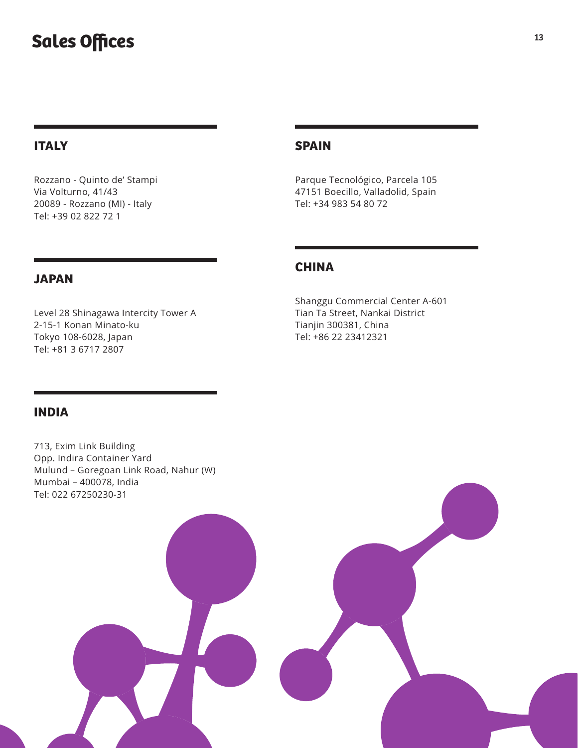# Sales Offices

## ITALY

Rozzano - Quinto de' Stampi
Via Volturno, 41/43
20089 - Rozzano (MI) - Italy
Tel: +39 02 822 72 1

## SPAIN

Parque Tecnológico, Parcela 105
47151 Boecillo, Valladolid, Spain
Tel: +34 983 54 80 72

## JAPAN

Level 28 Shinagawa Intercity Tower A
2-15-1 Konan Minato-ku
Tokyo 108-6028, Japan
Tel: +81 3 6717 2807

## CHINA

Shanggu Commercial Center A-601
Tian Ta Street, Nankai District
Tianjin 300381, China
Tel: +86 22 23412321

## INDIA

713, Exim Link Building
Opp. Indira Container Yard
Mulund – Goregoan Link Road, Nahur (W)
Mumbai – 400078, India
Tel: 022 67250230-31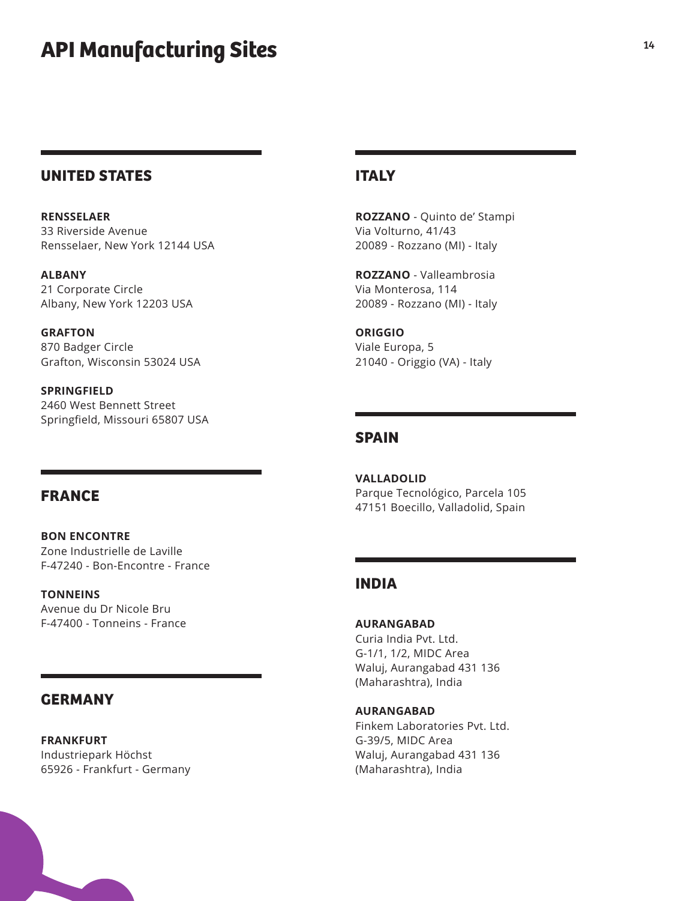# API Manufacturing Sites

## UNITED STATES

**RENSSELAER**
33 Riverside Avenue
Rensselaer, New York 12144 USA

**ALBANY**
21 Corporate Circle
Albany, New York 12203 USA

**GRAFTON**
870 Badger Circle
Grafton, Wisconsin 53024 USA

**SPRINGFIELD**
2460 West Bennett Street
Springfield, Missouri 65807 USA

## FRANCE

**BON ENCONTRE**
Zone Industrielle de Laville
F-47240 - Bon-Encontre - France

**TONNEINS**
Avenue du Dr Nicole Bru
F-47400 - Tonneins - France

## GERMANY

**FRANKFURT**
Industriepark Höchst
65926 - Frankfurt - Germany

## ITALY

**ROZZANO** - Quinto de' Stampi
Via Volturno, 41/43
20089 - Rozzano (MI) - Italy

**ROZZANO** - Valleambrosia
Via Monterosa, 114
20089 - Rozzano (MI) - Italy

**ORIGGIO**
Viale Europa, 5
21040 - Origgio (VA) - Italy

## SPAIN

**VALLADOLID**
Parque Tecnológico, Parcela 105
47151 Boecillo, Valladolid, Spain

## INDIA

**AURANGABAD**
Curia India Pvt. Ltd.
G-1/1, 1/2, MIDC Area
Waluj, Aurangabad 431 136
(Maharashtra), India

**AURANGABAD**
Finkem Laboratories Pvt. Ltd.
G-39/5, MIDC Area
Waluj, Aurangabad 431 136
(Maharashtra), India